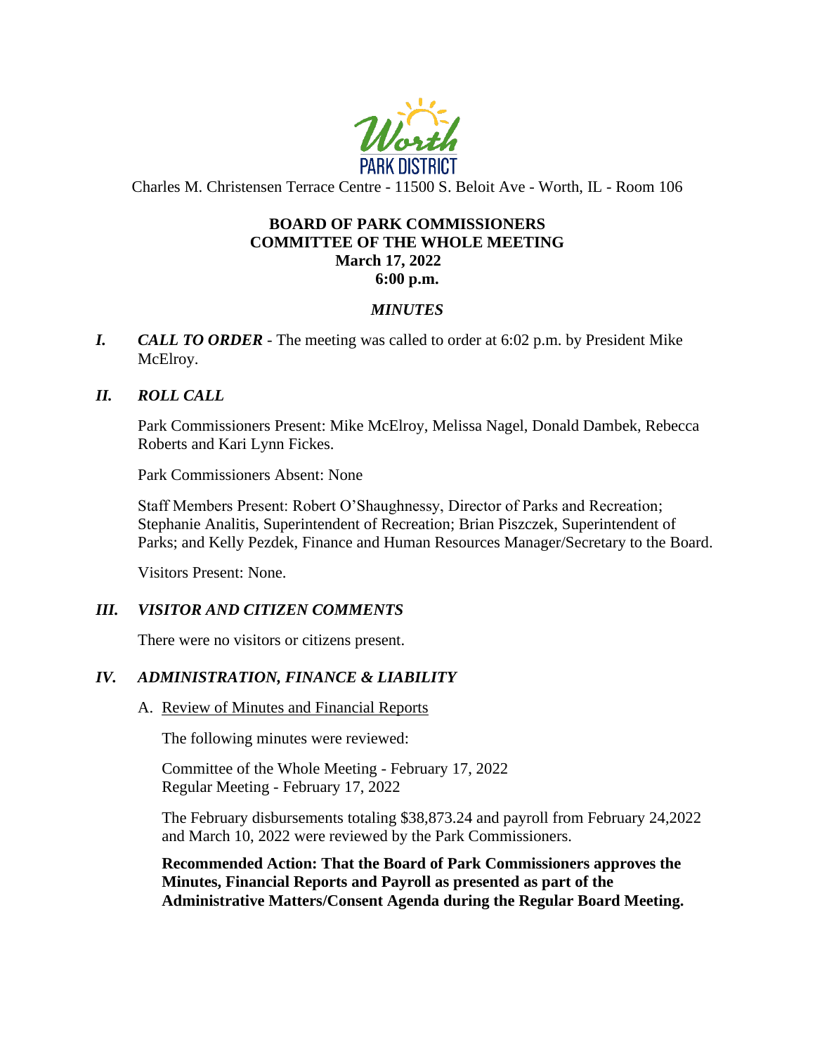Worth PARK DISTRICT

Charles M. Christensen Terrace Centre - 11500 S. Beloit Ave - Worth, IL - Room 106

# BOARD OF PARK COMMISSIONERS
# COMMITTEE OF THE WHOLE MEETING
## March 17, 2022
## 6:00 p.m.

### *MINUTES*

***I. CALL TO ORDER*** - The meeting was called to order at 6:02 p.m. by President Mike McElroy.

***II. ROLL CALL***

Park Commissioners Present: Mike McElroy, Melissa Nagel, Donald Dambek, Rebecca Roberts and Kari Lynn Fickes.

Park Commissioners Absent: None

Staff Members Present: Robert O'Shaughnessy, Director of Parks and Recreation; Stephanie Analitis, Superintendent of Recreation; Brian Piszczek, Superintendent of Parks; and Kelly Pezdek, Finance and Human Resources Manager/Secretary to the Board.

Visitors Present: None.

***III. VISITOR AND CITIZEN COMMENTS***

There were no visitors or citizens present.

***IV. ADMINISTRATION, FINANCE & LIABILITY***

A. Review of Minutes and Financial Reports

The following minutes were reviewed:

Committee of the Whole Meeting - February 17, 2022
Regular Meeting - February 17, 2022

The February disbursements totaling $38,873.24 and payroll from February 24,2022 and March 10, 2022 were reviewed by the Park Commissioners.

**Recommended Action: That the Board of Park Commissioners approves the Minutes, Financial Reports and Payroll as presented as part of the Administrative Matters/Consent Agenda during the Regular Board Meeting.**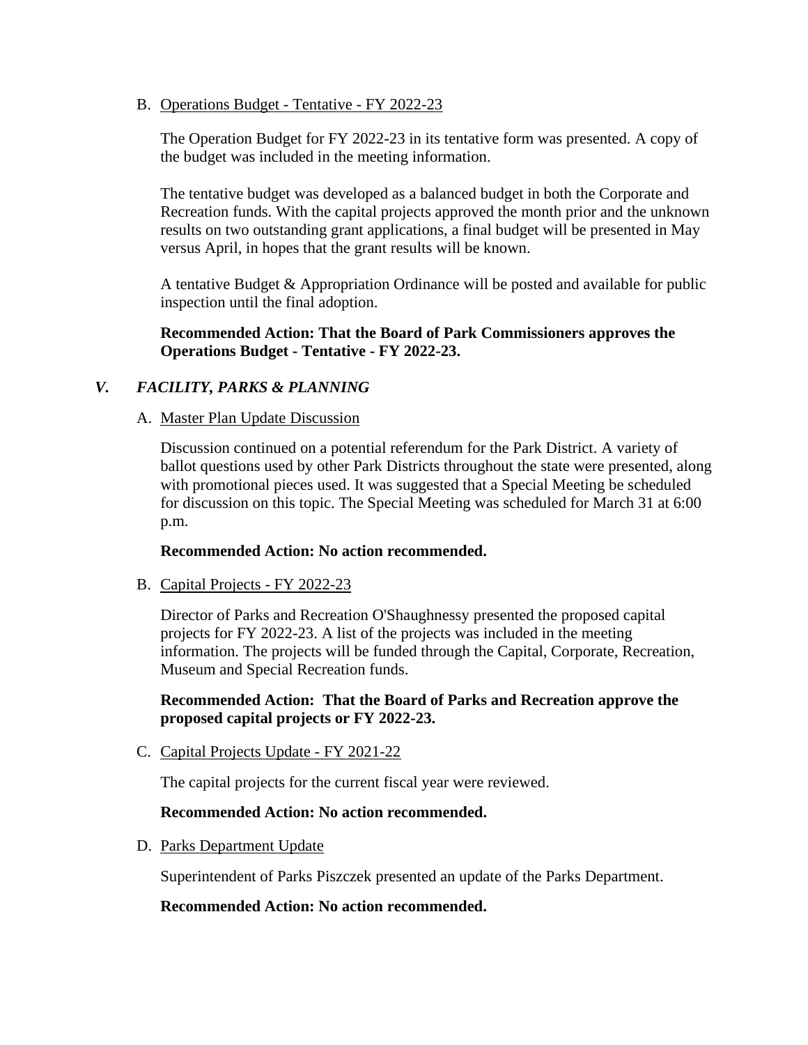B. <u>Operations Budget - Tentative - FY 2022-23</u>

The Operation Budget for FY 2022-23 in its tentative form was presented. A copy of the budget was included in the meeting information.

The tentative budget was developed as a balanced budget in both the Corporate and Recreation funds. With the capital projects approved the month prior and the unknown results on two outstanding grant applications, a final budget will be presented in May versus April, in hopes that the grant results will be known.

A tentative Budget & Appropriation Ordinance will be posted and available for public inspection until the final adoption.

**Recommended Action: That the Board of Park Commissioners approves the Operations Budget - Tentative - FY 2022-23.**

## *V. FACILITY, PARKS & PLANNING*

A. <u>Master Plan Update Discussion</u>

Discussion continued on a potential referendum for the Park District. A variety of ballot questions used by other Park Districts throughout the state were presented, along with promotional pieces used. It was suggested that a Special Meeting be scheduled for discussion on this topic. The Special Meeting was scheduled for March 31 at 6:00 p.m.

**Recommended Action: No action recommended.**

B. <u>Capital Projects - FY 2022-23</u>

Director of Parks and Recreation O'Shaughnessy presented the proposed capital projects for FY 2022-23. A list of the projects was included in the meeting information. The projects will be funded through the Capital, Corporate, Recreation, Museum and Special Recreation funds.

**Recommended Action: That the Board of Parks and Recreation approve the proposed capital projects or FY 2022-23.**

C. <u>Capital Projects Update - FY 2021-22</u>

The capital projects for the current fiscal year were reviewed.

**Recommended Action: No action recommended.**

D. <u>Parks Department Update</u>

Superintendent of Parks Piszczek presented an update of the Parks Department.

**Recommended Action: No action recommended.**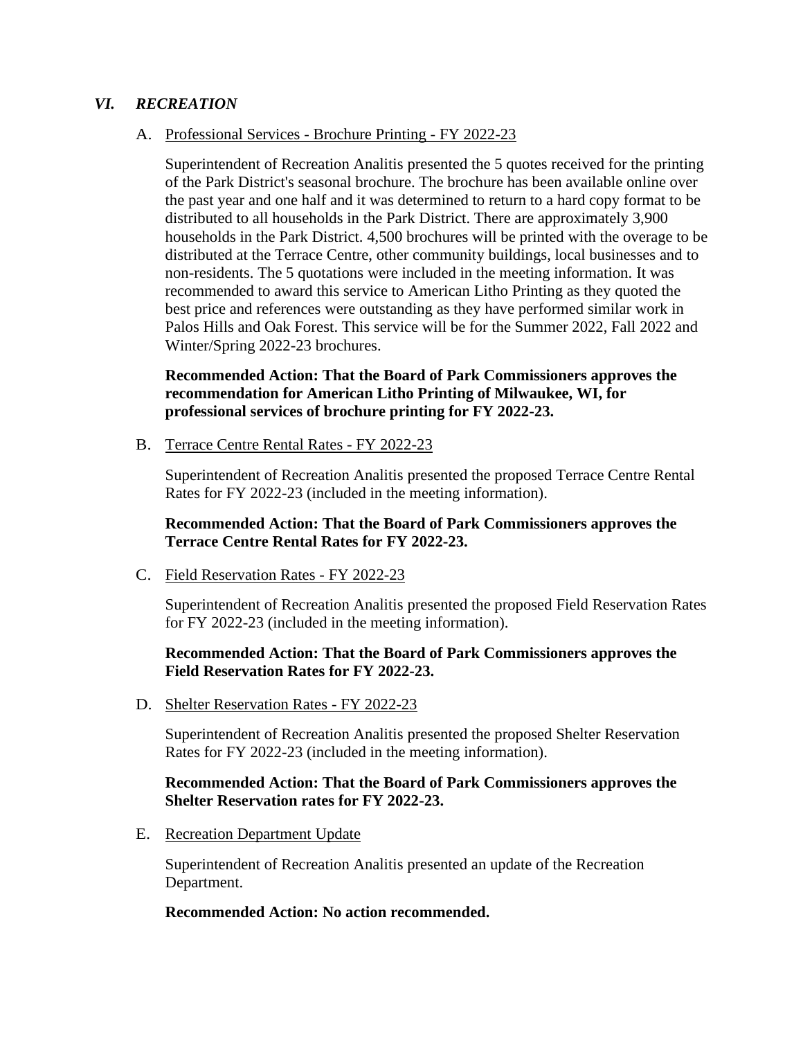## *VI. RECREATION*

A. Professional Services - Brochure Printing - FY 2022-23

Superintendent of Recreation Analitis presented the 5 quotes received for the printing of the Park District's seasonal brochure. The brochure has been available online over the past year and one half and it was determined to return to a hard copy format to be distributed to all households in the Park District. There are approximately 3,900 households in the Park District. 4,500 brochures will be printed with the overage to be distributed at the Terrace Centre, other community buildings, local businesses and to non-residents. The 5 quotations were included in the meeting information. It was recommended to award this service to American Litho Printing as they quoted the best price and references were outstanding as they have performed similar work in Palos Hills and Oak Forest. This service will be for the Summer 2022, Fall 2022 and Winter/Spring 2022-23 brochures.

**Recommended Action: That the Board of Park Commissioners approves the recommendation for American Litho Printing of Milwaukee, WI, for professional services of brochure printing for FY 2022-23.**

B. Terrace Centre Rental Rates - FY 2022-23

Superintendent of Recreation Analitis presented the proposed Terrace Centre Rental Rates for FY 2022-23 (included in the meeting information).

**Recommended Action: That the Board of Park Commissioners approves the Terrace Centre Rental Rates for FY 2022-23.**

C. Field Reservation Rates - FY 2022-23

Superintendent of Recreation Analitis presented the proposed Field Reservation Rates for FY 2022-23 (included in the meeting information).

**Recommended Action: That the Board of Park Commissioners approves the Field Reservation Rates for FY 2022-23.**

D. Shelter Reservation Rates - FY 2022-23

Superintendent of Recreation Analitis presented the proposed Shelter Reservation Rates for FY 2022-23 (included in the meeting information).

**Recommended Action: That the Board of Park Commissioners approves the Shelter Reservation rates for FY 2022-23.**

E. Recreation Department Update

Superintendent of Recreation Analitis presented an update of the Recreation Department.

**Recommended Action: No action recommended.**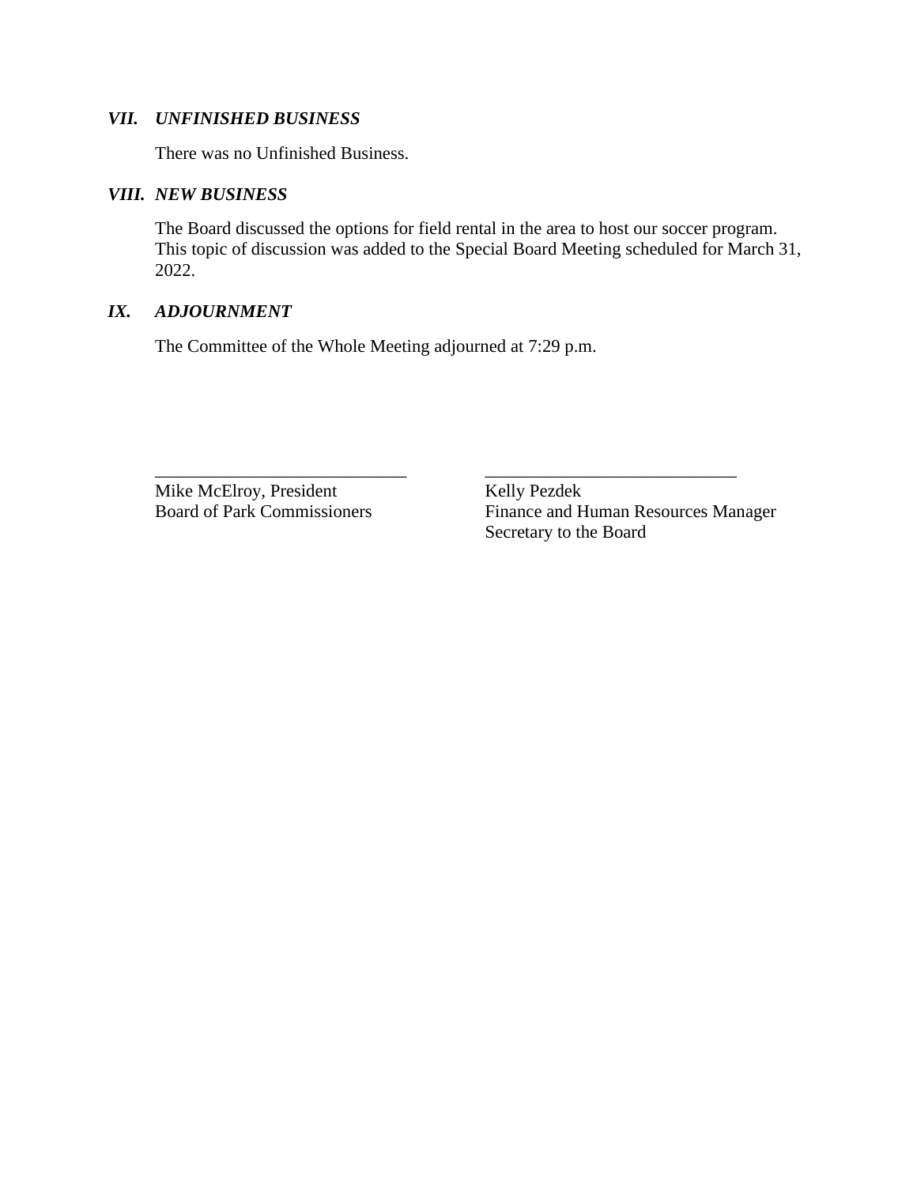### *VII. UNFINISHED BUSINESS*

There was no Unfinished Business.

### *VIII. NEW BUSINESS*

The Board discussed the options for field rental in the area to host our soccer program. This topic of discussion was added to the Special Board Meeting scheduled for March 31, 2022.

### *IX. ADJOURNMENT*

The Committee of the Whole Meeting adjourned at 7:29 p.m.

_____________________________
Mike McElroy, President
Board of Park Commissioners

_____________________________
Kelly Pezdek
Finance and Human Resources Manager
Secretary to the Board